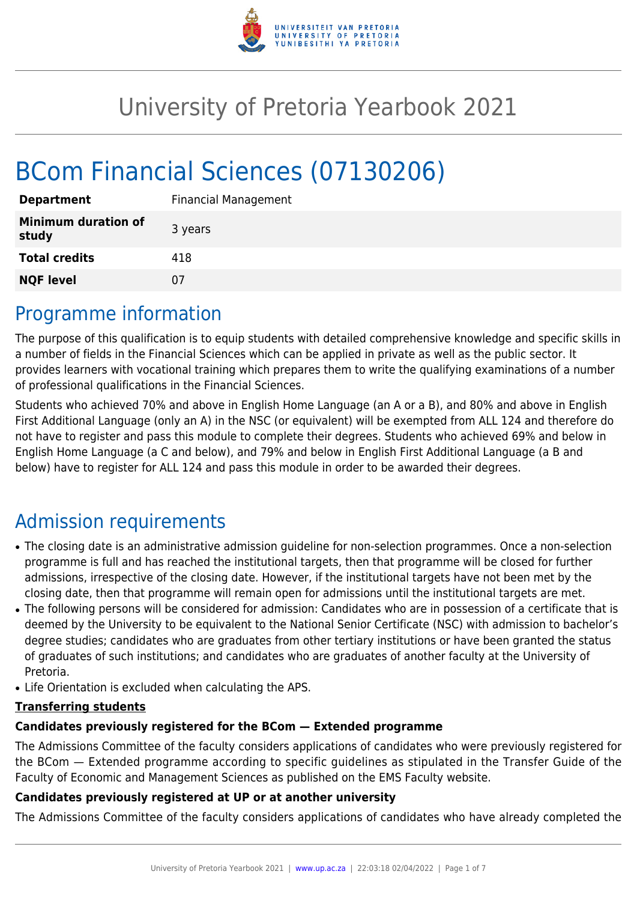# University of Pretoria Yearbook 2021

# BCom Financial Sciences (07130206)

| **Department** | Financial Management |
| --- | --- |
| **Minimum duration of study** | 3 years |
| **Total credits** | 418 |
| **NQF level** | 07 |

## Programme information

The purpose of this qualification is to equip students with detailed comprehensive knowledge and specific skills in a number of fields in the Financial Sciences which can be applied in private as well as the public sector. It provides learners with vocational training which prepares them to write the qualifying examinations of a number of professional qualifications in the Financial Sciences.

Students who achieved 70% and above in English Home Language (an A or a B), and 80% and above in English First Additional Language (only an A) in the NSC (or equivalent) will be exempted from ALL 124 and therefore do not have to register and pass this module to complete their degrees. Students who achieved 69% and below in English Home Language (a C and below), and 79% and below in English First Additional Language (a B and below) have to register for ALL 124 and pass this module in order to be awarded their degrees.

## Admission requirements

- The closing date is an administrative admission guideline for non-selection programmes. Once a non-selection programme is full and has reached the institutional targets, then that programme will be closed for further admissions, irrespective of the closing date. However, if the institutional targets have not been met by the closing date, then that programme will remain open for admissions until the institutional targets are met.
- The following persons will be considered for admission: Candidates who are in possession of a certificate that is deemed by the University to be equivalent to the National Senior Certificate (NSC) with admission to bachelor's degree studies; candidates who are graduates from other tertiary institutions or have been granted the status of graduates of such institutions; and candidates who are graduates of another faculty at the University of Pretoria.
- Life Orientation is excluded when calculating the APS.

**Transferring students**

**Candidates previously registered for the BCom — Extended programme**

The Admissions Committee of the faculty considers applications of candidates who were previously registered for the BCom — Extended programme according to specific guidelines as stipulated in the Transfer Guide of the Faculty of Economic and Management Sciences as published on the EMS Faculty website.

**Candidates previously registered at UP or at another university**

The Admissions Committee of the faculty considers applications of candidates who have already completed the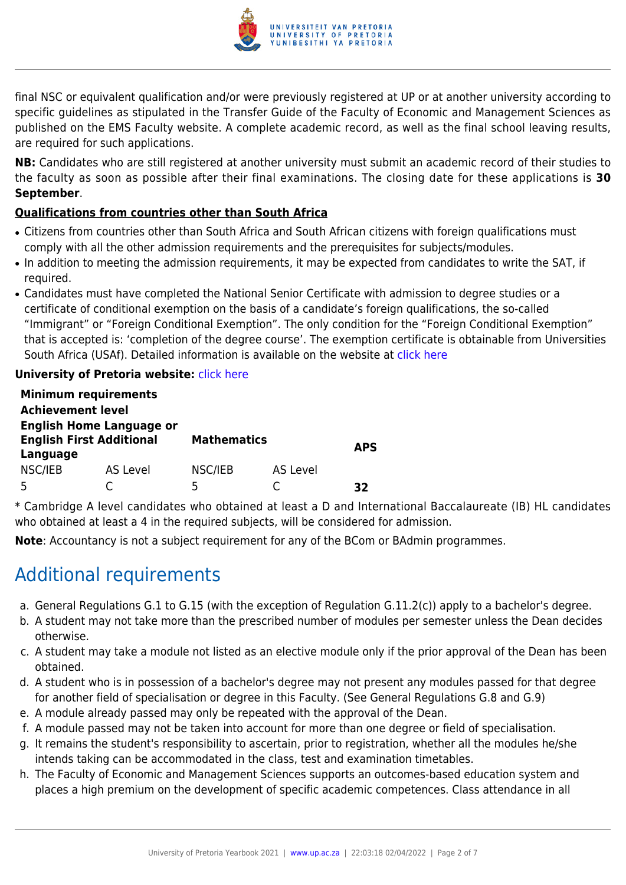final NSC or equivalent qualification and/or were previously registered at UP or at another university according to specific guidelines as stipulated in the Transfer Guide of the Faculty of Economic and Management Sciences as published on the EMS Faculty website. A complete academic record, as well as the final school leaving results, are required for such applications.

**NB:** Candidates who are still registered at another university must submit an academic record of their studies to the faculty as soon as possible after their final examinations. The closing date for these applications is **30 September**.

**Qualifications from countries other than South Africa**

- Citizens from countries other than South Africa and South African citizens with foreign qualifications must comply with all the other admission requirements and the prerequisites for subjects/modules.
- In addition to meeting the admission requirements, it may be expected from candidates to write the SAT, if required.
- Candidates must have completed the National Senior Certificate with admission to degree studies or a certificate of conditional exemption on the basis of a candidate's foreign qualifications, the so-called "Immigrant" or "Foreign Conditional Exemption". The only condition for the "Foreign Conditional Exemption" that is accepted is: 'completion of the degree course'. The exemption certificate is obtainable from Universities South Africa (USAf). Detailed information is available on the website at click here

**University of Pretoria website:** click here

| **Minimum requirements** | | | | |
|---|---|---|---|---|
| **Achievement level** | | | | |
| **English Home Language or English First Additional Language** | | **Mathematics** | | **APS** |
| NSC/IEB | AS Level | NSC/IEB | AS Level | |
| 5 | C | 5 | C | **32** |

* Cambridge A level candidates who obtained at least a D and International Baccalaureate (IB) HL candidates who obtained at least a 4 in the required subjects, will be considered for admission.

**Note**: Accountancy is not a subject requirement for any of the BCom or BAdmin programmes.

# Additional requirements

a. General Regulations G.1 to G.15 (with the exception of Regulation G.11.2(c)) apply to a bachelor's degree.
b. A student may not take more than the prescribed number of modules per semester unless the Dean decides otherwise.
c. A student may take a module not listed as an elective module only if the prior approval of the Dean has been obtained.
d. A student who is in possession of a bachelor's degree may not present any modules passed for that degree for another field of specialisation or degree in this Faculty. (See General Regulations G.8 and G.9)
e. A module already passed may only be repeated with the approval of the Dean.
f. A module passed may not be taken into account for more than one degree or field of specialisation.
g. It remains the student's responsibility to ascertain, prior to registration, whether all the modules he/she intends taking can be accommodated in the class, test and examination timetables.
h. The Faculty of Economic and Management Sciences supports an outcomes-based education system and places a high premium on the development of specific academic competences. Class attendance in all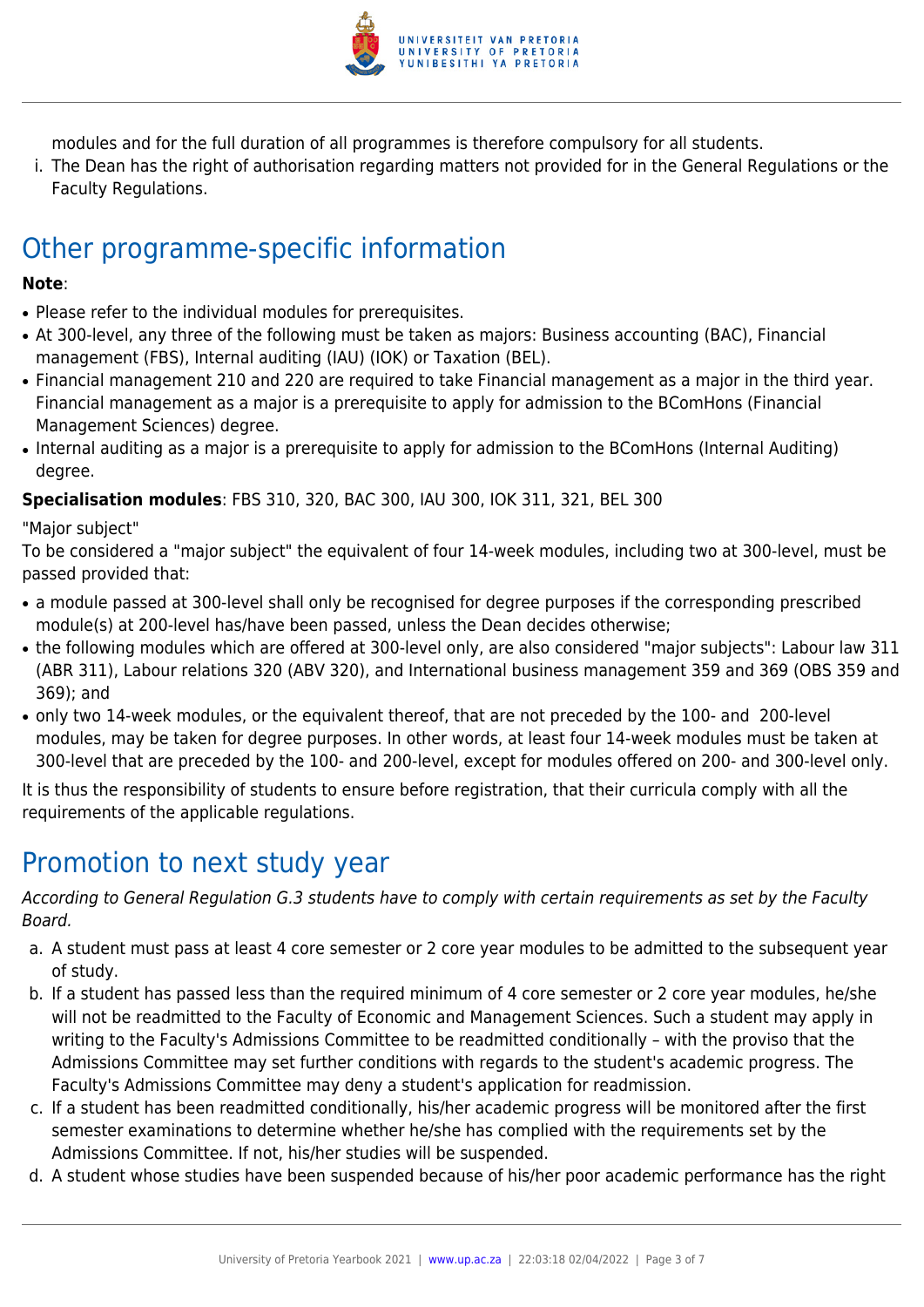modules and for the full duration of all programmes is therefore compulsory for all students.

i. The Dean has the right of authorisation regarding matters not provided for in the General Regulations or the Faculty Regulations.

## Other programme-specific information

**Note**:

- Please refer to the individual modules for prerequisites.
- At 300-level, any three of the following must be taken as majors: Business accounting (BAC), Financial management (FBS), Internal auditing (IAU) (IOK) or Taxation (BEL).
- Financial management 210 and 220 are required to take Financial management as a major in the third year. Financial management as a major is a prerequisite to apply for admission to the BComHons (Financial Management Sciences) degree.
- Internal auditing as a major is a prerequisite to apply for admission to the BComHons (Internal Auditing) degree.

**Specialisation modules**: FBS 310, 320, BAC 300, IAU 300, IOK 311, 321, BEL 300

"Major subject"

To be considered a "major subject" the equivalent of four 14-week modules, including two at 300-level, must be passed provided that:

- a module passed at 300-level shall only be recognised for degree purposes if the corresponding prescribed module(s) at 200-level has/have been passed, unless the Dean decides otherwise;
- the following modules which are offered at 300-level only, are also considered "major subjects": Labour law 311 (ABR 311), Labour relations 320 (ABV 320), and International business management 359 and 369 (OBS 359 and 369); and
- only two 14-week modules, or the equivalent thereof, that are not preceded by the 100- and 200-level modules, may be taken for degree purposes. In other words, at least four 14-week modules must be taken at 300-level that are preceded by the 100- and 200-level, except for modules offered on 200- and 300-level only.

It is thus the responsibility of students to ensure before registration, that their curricula comply with all the requirements of the applicable regulations.

## Promotion to next study year

*According to General Regulation G.3 students have to comply with certain requirements as set by the Faculty Board.*

a. A student must pass at least 4 core semester or 2 core year modules to be admitted to the subsequent year of study.

b. If a student has passed less than the required minimum of 4 core semester or 2 core year modules, he/she will not be readmitted to the Faculty of Economic and Management Sciences. Such a student may apply in writing to the Faculty's Admissions Committee to be readmitted conditionally – with the proviso that the Admissions Committee may set further conditions with regards to the student's academic progress. The Faculty's Admissions Committee may deny a student's application for readmission.

c. If a student has been readmitted conditionally, his/her academic progress will be monitored after the first semester examinations to determine whether he/she has complied with the requirements set by the Admissions Committee. If not, his/her studies will be suspended.

d. A student whose studies have been suspended because of his/her poor academic performance has the right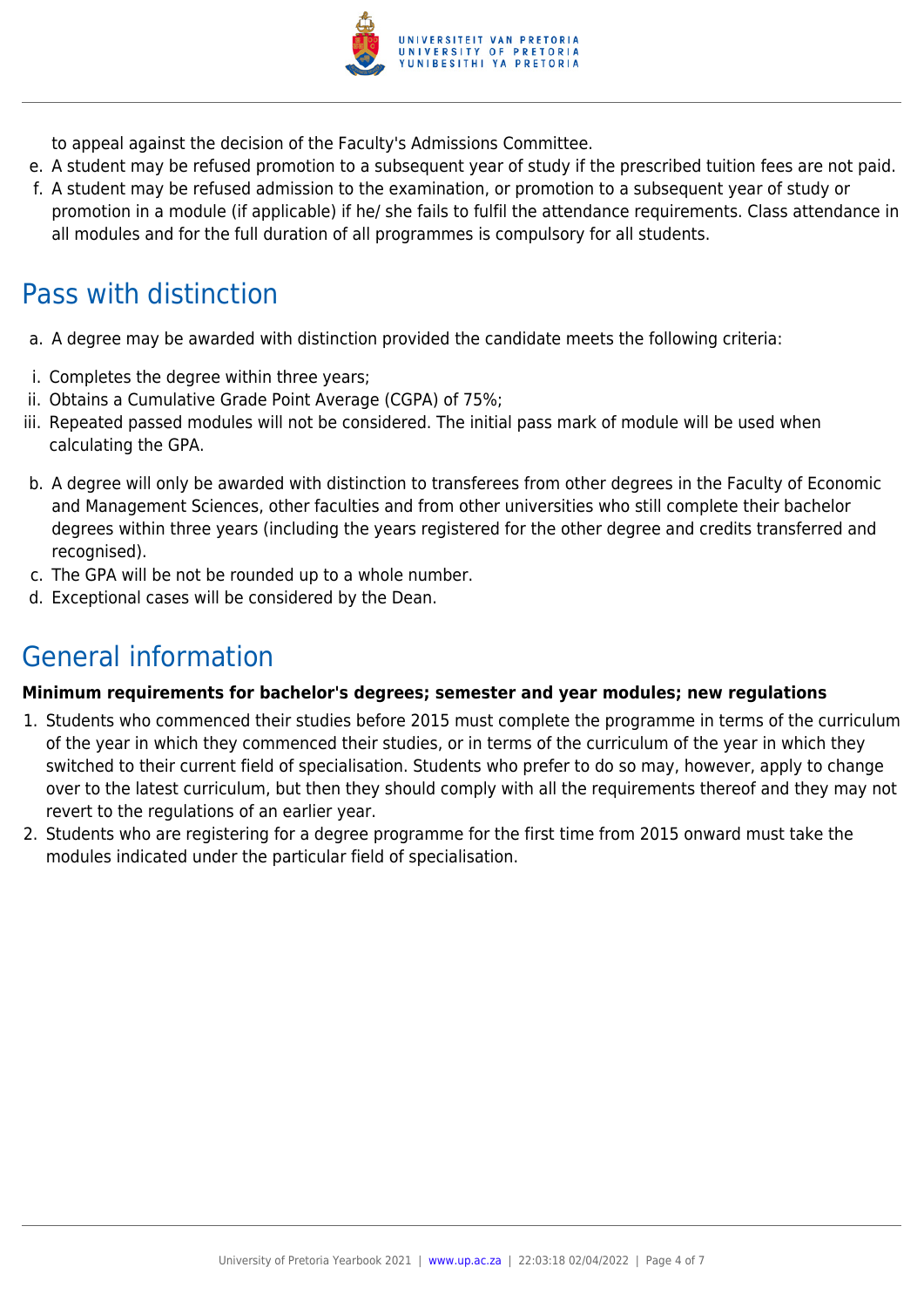to appeal against the decision of the Faculty's Admissions Committee.

e. A student may be refused promotion to a subsequent year of study if the prescribed tuition fees are not paid.
f. A student may be refused admission to the examination, or promotion to a subsequent year of study or promotion in a module (if applicable) if he/ she fails to fulfil the attendance requirements. Class attendance in all modules and for the full duration of all programmes is compulsory for all students.

## Pass with distinction

a. A degree may be awarded with distinction provided the candidate meets the following criteria:

i. Completes the degree within three years;
ii. Obtains a Cumulative Grade Point Average (CGPA) of 75%;
iii. Repeated passed modules will not be considered. The initial pass mark of module will be used when calculating the GPA.

b. A degree will only be awarded with distinction to transferees from other degrees in the Faculty of Economic and Management Sciences, other faculties and from other universities who still complete their bachelor degrees within three years (including the years registered for the other degree and credits transferred and recognised).
c. The GPA will be not be rounded up to a whole number.
d. Exceptional cases will be considered by the Dean.

## General information

**Minimum requirements for bachelor's degrees; semester and year modules; new regulations**

1. Students who commenced their studies before 2015 must complete the programme in terms of the curriculum of the year in which they commenced their studies, or in terms of the curriculum of the year in which they switched to their current field of specialisation. Students who prefer to do so may, however, apply to change over to the latest curriculum, but then they should comply with all the requirements thereof and they may not revert to the regulations of an earlier year.
2. Students who are registering for a degree programme for the first time from 2015 onward must take the modules indicated under the particular field of specialisation.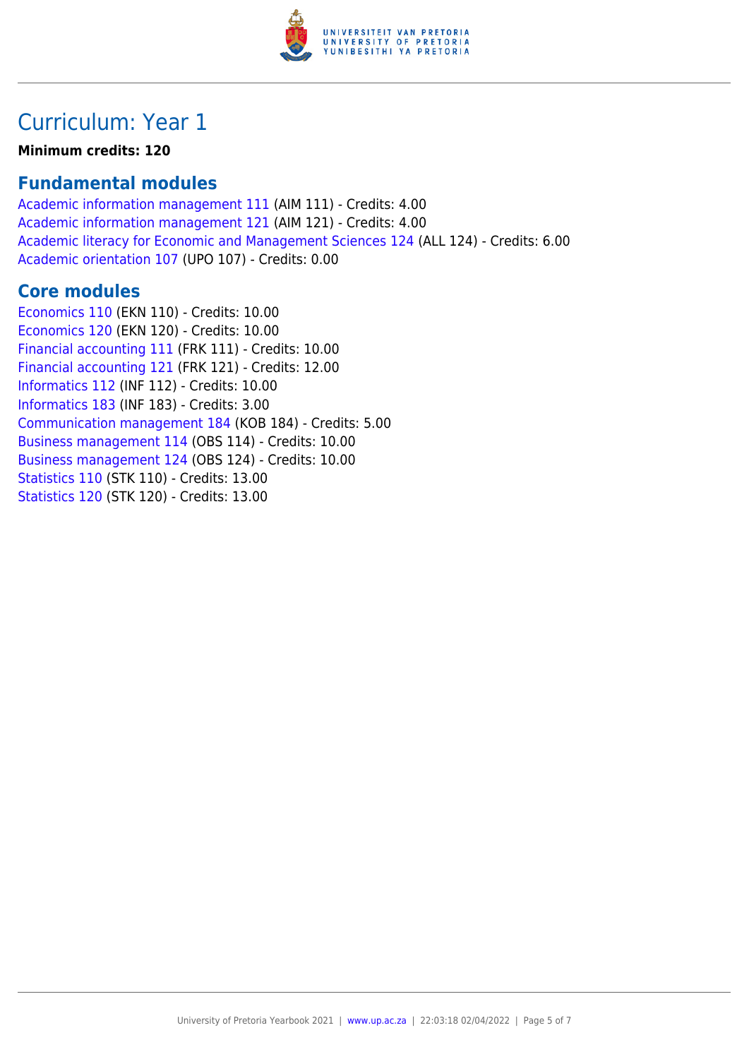# Curriculum: Year 1

**Minimum credits: 120**

## Fundamental modules

Academic information management 111 (AIM 111) - Credits: 4.00
Academic information management 121 (AIM 121) - Credits: 4.00
Academic literacy for Economic and Management Sciences 124 (ALL 124) - Credits: 6.00
Academic orientation 107 (UPO 107) - Credits: 0.00

## Core modules

Economics 110 (EKN 110) - Credits: 10.00
Economics 120 (EKN 120) - Credits: 10.00
Financial accounting 111 (FRK 111) - Credits: 10.00
Financial accounting 121 (FRK 121) - Credits: 12.00
Informatics 112 (INF 112) - Credits: 10.00
Informatics 183 (INF 183) - Credits: 3.00
Communication management 184 (KOB 184) - Credits: 5.00
Business management 114 (OBS 114) - Credits: 10.00
Business management 124 (OBS 124) - Credits: 10.00
Statistics 110 (STK 110) - Credits: 13.00
Statistics 120 (STK 120) - Credits: 13.00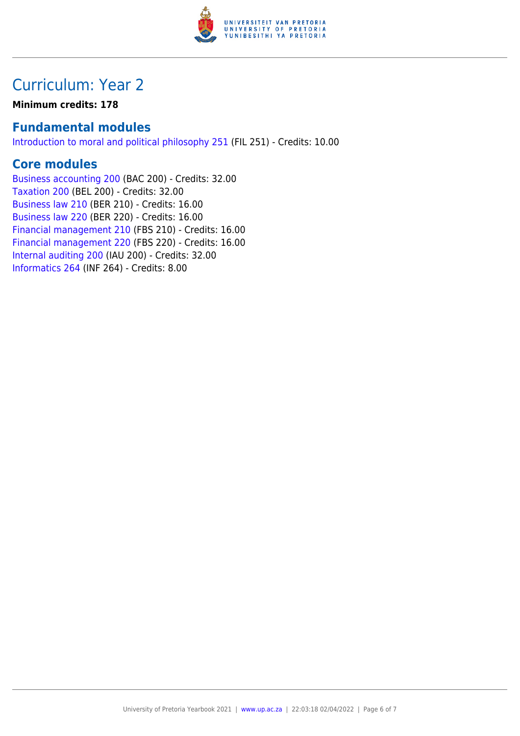# Curriculum: Year 2

**Minimum credits: 178**

## Fundamental modules

Introduction to moral and political philosophy 251 (FIL 251) - Credits: 10.00

## Core modules

Business accounting 200 (BAC 200) - Credits: 32.00
Taxation 200 (BEL 200) - Credits: 32.00
Business law 210 (BER 210) - Credits: 16.00
Business law 220 (BER 220) - Credits: 16.00
Financial management 210 (FBS 210) - Credits: 16.00
Financial management 220 (FBS 220) - Credits: 16.00
Internal auditing 200 (IAU 200) - Credits: 32.00
Informatics 264 (INF 264) - Credits: 8.00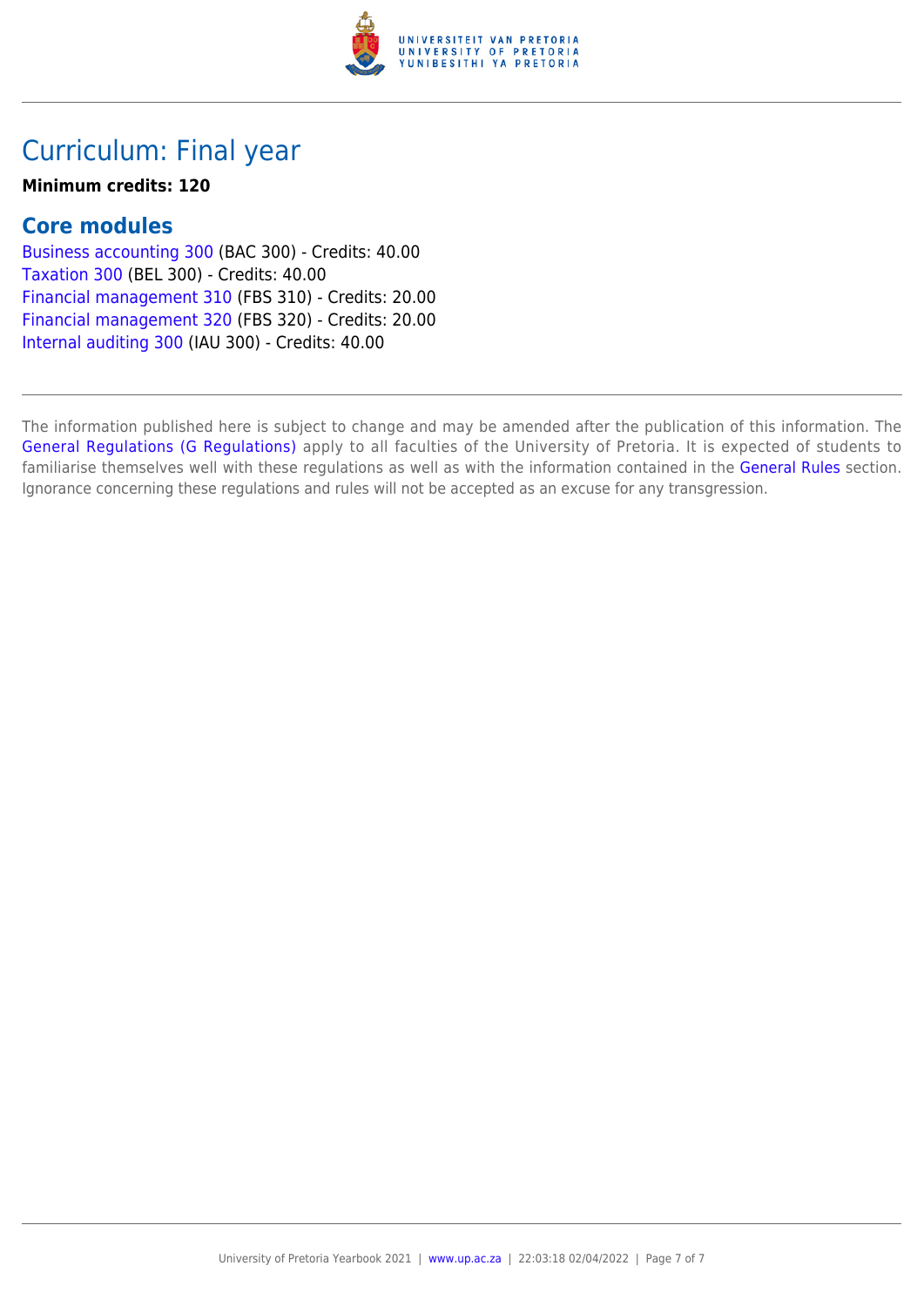## Curriculum: Final year

**Minimum credits: 120**

### Core modules

Business accounting 300 (BAC 300) - Credits: 40.00
Taxation 300 (BEL 300) - Credits: 40.00
Financial management 310 (FBS 310) - Credits: 20.00
Financial management 320 (FBS 320) - Credits: 20.00
Internal auditing 300 (IAU 300) - Credits: 40.00

The information published here is subject to change and may be amended after the publication of this information. The General Regulations (G Regulations) apply to all faculties of the University of Pretoria. It is expected of students to familiarise themselves well with these regulations as well as with the information contained in the General Rules section. Ignorance concerning these regulations and rules will not be accepted as an excuse for any transgression.